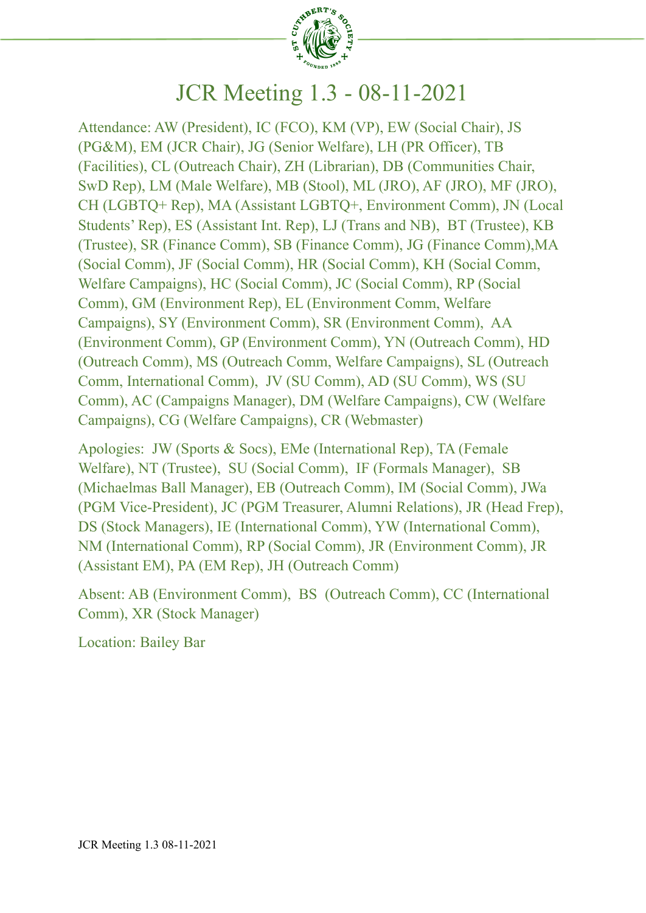# JCR Meeting 1.3 - 08-11-2021

Attendance: AW (President), IC (FCO), KM (VP), EW (Social Chair), JS (PG&M), EM (JCR Chair), JG (Senior Welfare), LH (PR Officer), TB (Facilities), CL (Outreach Chair), ZH (Librarian), DB (Communities Chair, SwD Rep), LM (Male Welfare), MB (Stool), ML (JRO), AF (JRO), MF (JRO), CH (LGBTQ+ Rep), MA (Assistant LGBTQ+, Environment Comm), JN (Local Students' Rep), ES (Assistant Int. Rep), LJ (Trans and NB), BT (Trustee), KB (Trustee), SR (Finance Comm), SB (Finance Comm), JG (Finance Comm),MA (Social Comm), JF (Social Comm), HR (Social Comm), KH (Social Comm, Welfare Campaigns), HC (Social Comm), JC (Social Comm), RP (Social Comm), GM (Environment Rep), EL (Environment Comm, Welfare Campaigns), SY (Environment Comm), SR (Environment Comm), AA (Environment Comm), GP (Environment Comm), YN (Outreach Comm), HD (Outreach Comm), MS (Outreach Comm, Welfare Campaigns), SL (Outreach Comm, International Comm), JV (SU Comm), AD (SU Comm), WS (SU Comm), AC (Campaigns Manager), DM (Welfare Campaigns), CW (Welfare Campaigns), CG (Welfare Campaigns), CR (Webmaster)

Apologies: JW (Sports & Socs), EMe (International Rep), TA (Female Welfare), NT (Trustee), SU (Social Comm), IF (Formals Manager), SB (Michaelmas Ball Manager), EB (Outreach Comm), IM (Social Comm), JWa (PGM Vice-President), JC (PGM Treasurer, Alumni Relations), JR (Head Frep), DS (Stock Managers), IE (International Comm), YW (International Comm), NM (International Comm), RP (Social Comm), JR (Environment Comm), JR (Assistant EM), PA (EM Rep), JH (Outreach Comm)

Absent: AB (Environment Comm), BS (Outreach Comm), CC (International Comm), XR (Stock Manager)

Location: Bailey Bar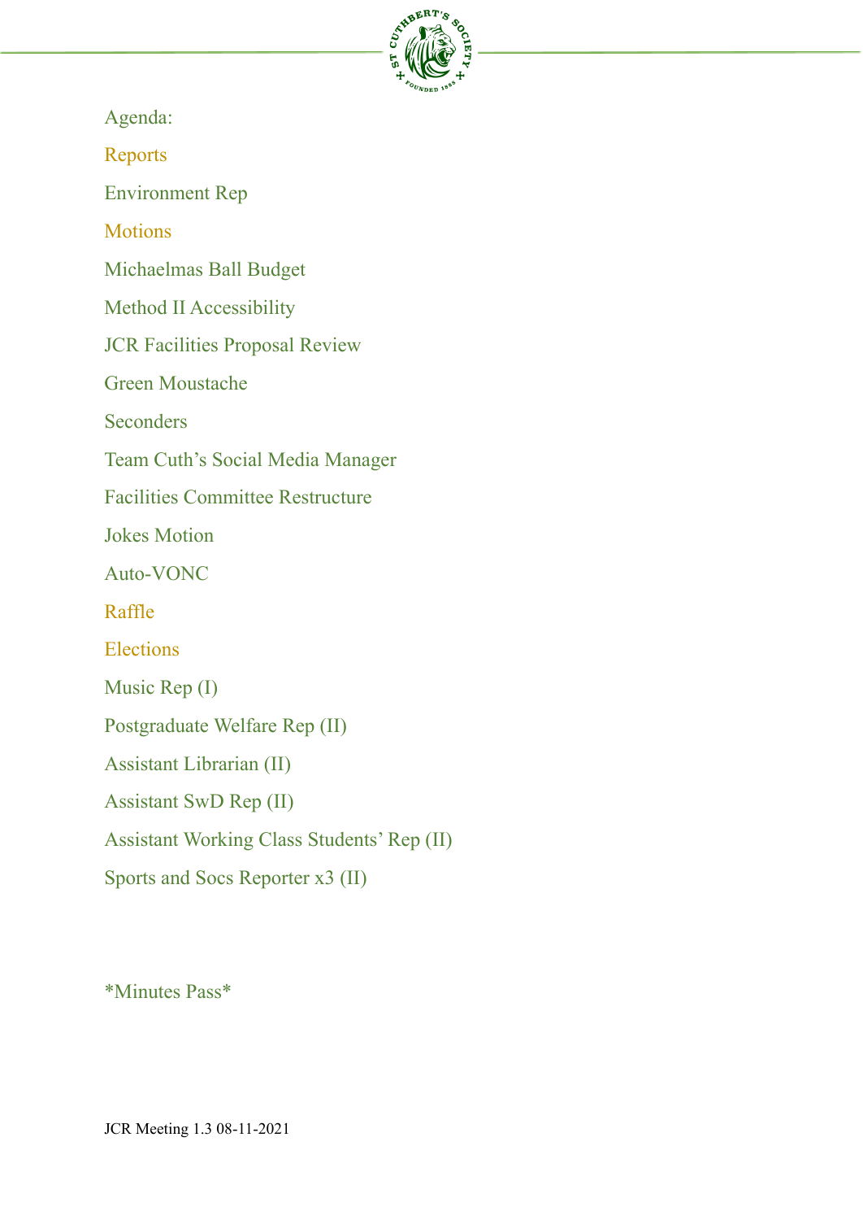Agenda:

## Reports

Environment Rep

## Motions

Michaelmas Ball Budget

Method II Accessibility

JCR Facilities Proposal Review

Green Moustache

Seconders

Team Cuth's Social Media Manager

Facilities Committee Restructure

Jokes Motion

Auto-VONC

## Raffle

## Elections

Music Rep (I)

Postgraduate Welfare Rep (II)

Assistant Librarian (II)

Assistant SwD Rep (II)

Assistant Working Class Students' Rep (II)

Sports and Socs Reporter x3 (II)

*Minutes Pass*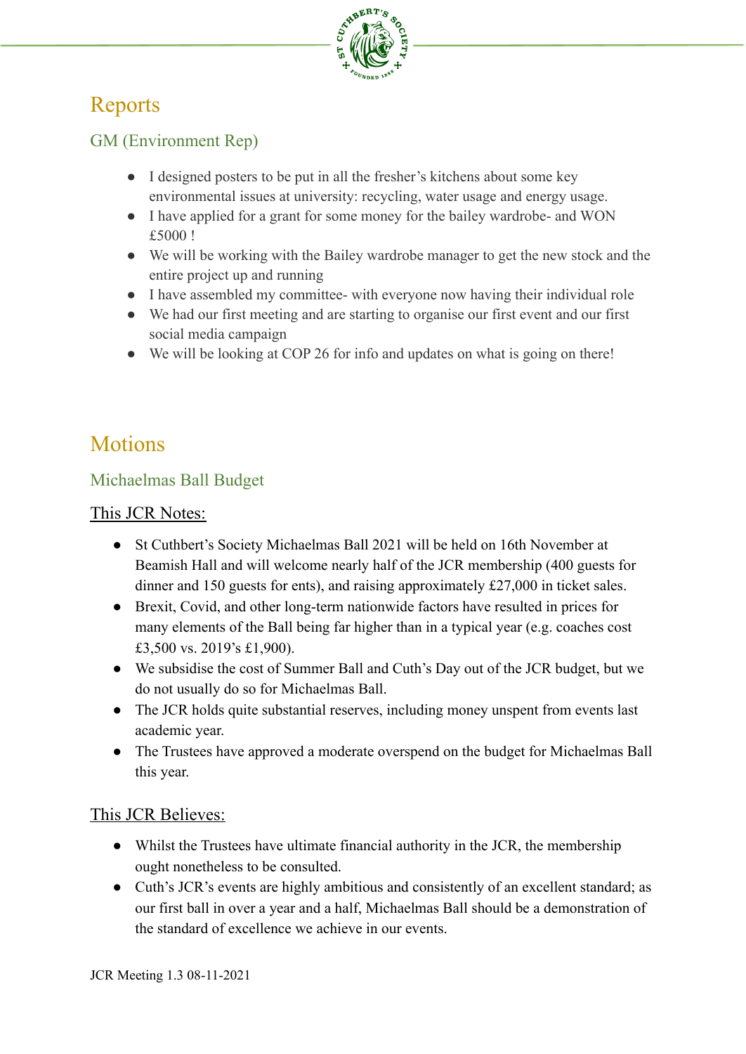# Reports

## GM (Environment Rep)

- I designed posters to be put in all the fresher's kitchens about some key environmental issues at university: recycling, water usage and energy usage.
- I have applied for a grant for some money for the bailey wardrobe- and WON £5000 !
- We will be working with the Bailey wardrobe manager to get the new stock and the entire project up and running
- I have assembled my committee- with everyone now having their individual role
- We had our first meeting and are starting to organise our first event and our first social media campaign
- We will be looking at COP 26 for info and updates on what is going on there!

# Motions

## Michaelmas Ball Budget

<u>This JCR Notes:</u>

- St Cuthbert's Society Michaelmas Ball 2021 will be held on 16th November at Beamish Hall and will welcome nearly half of the JCR membership (400 guests for dinner and 150 guests for ents), and raising approximately £27,000 in ticket sales.
- Brexit, Covid, and other long-term nationwide factors have resulted in prices for many elements of the Ball being far higher than in a typical year (e.g. coaches cost £3,500 vs. 2019's £1,900).
- We subsidise the cost of Summer Ball and Cuth's Day out of the JCR budget, but we do not usually do so for Michaelmas Ball.
- The JCR holds quite substantial reserves, including money unspent from events last academic year.
- The Trustees have approved a moderate overspend on the budget for Michaelmas Ball this year.

<u>This JCR Believes:</u>

- Whilst the Trustees have ultimate financial authority in the JCR, the membership ought nonetheless to be consulted.
- Cuth's JCR's events are highly ambitious and consistently of an excellent standard; as our first ball in over a year and a half, Michaelmas Ball should be a demonstration of the standard of excellence we achieve in our events.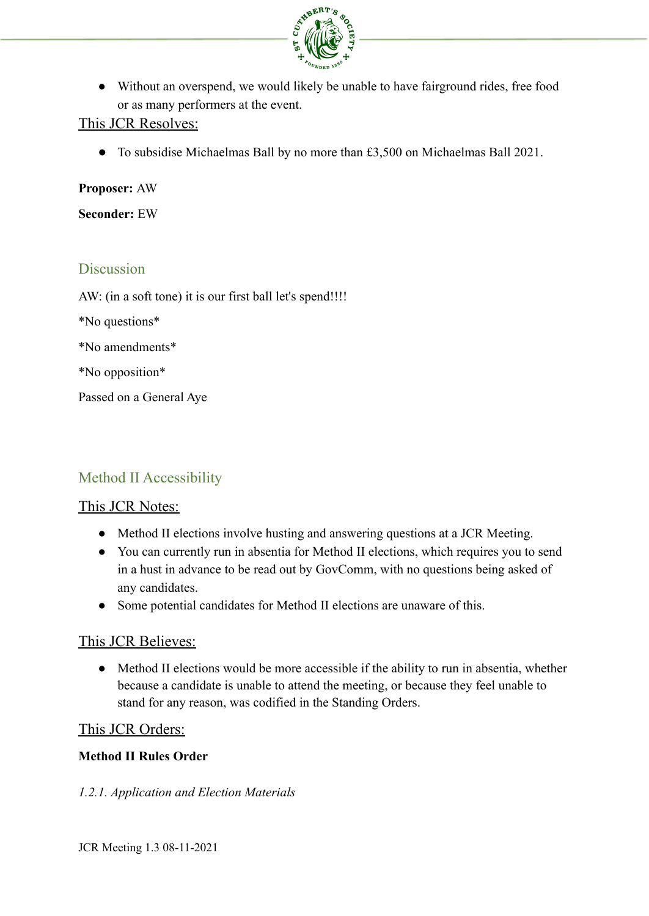- Without an overspend, we would likely be unable to have fairground rides, free food or as many performers at the event.

This JCR Resolves:

- To subsidise Michaelmas Ball by no more than £3,500 on Michaelmas Ball 2021.

**Proposer:** AW

**Seconder:** EW

## Discussion

AW: (in a soft tone) it is our first ball let's spend!!!!

*No questions*

*No amendments*

*No opposition*

Passed on a General Aye

## Method II Accessibility

This JCR Notes:

- Method II elections involve husting and answering questions at a JCR Meeting.
- You can currently run in absentia for Method II elections, which requires you to send in a hust in advance to be read out by GovComm, with no questions being asked of any candidates.
- Some potential candidates for Method II elections are unaware of this.

This JCR Believes:

- Method II elections would be more accessible if the ability to run in absentia, whether because a candidate is unable to attend the meeting, or because they feel unable to stand for any reason, was codified in the Standing Orders.

This JCR Orders:

**Method II Rules Order**

*1.2.1. Application and Election Materials*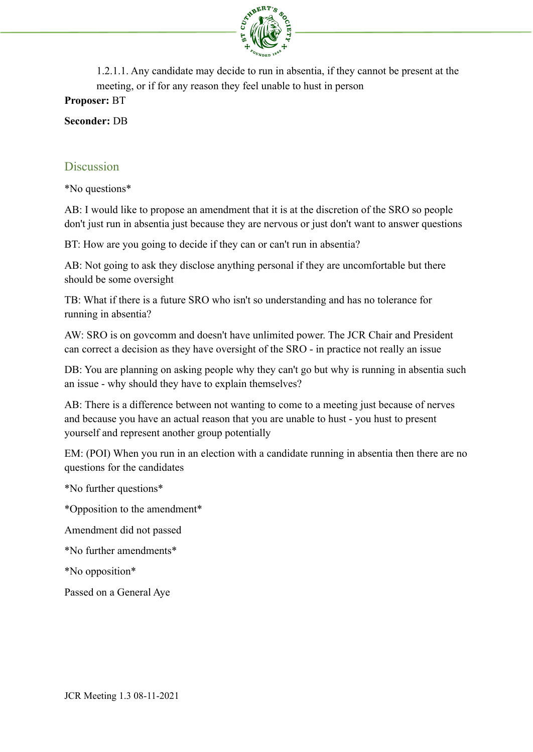1.2.1.1. Any candidate may decide to run in absentia, if they cannot be present at the meeting, or if for any reason they feel unable to hust in person

**Proposer:** BT

**Seconder:** DB

## Discussion

*No questions*

AB: I would like to propose an amendment that it is at the discretion of the SRO so people don't just run in absentia just because they are nervous or just don't want to answer questions

BT: How are you going to decide if they can or can't run in absentia?

AB: Not going to ask they disclose anything personal if they are uncomfortable but there should be some oversight

TB: What if there is a future SRO who isn't so understanding and has no tolerance for running in absentia?

AW: SRO is on govcomm and doesn't have unlimited power. The JCR Chair and President can correct a decision as they have oversight of the SRO - in practice not really an issue

DB: You are planning on asking people why they can't go but why is running in absentia such an issue - why should they have to explain themselves?

AB: There is a difference between not wanting to come to a meeting just because of nerves and because you have an actual reason that you are unable to hust - you hust to present yourself and represent another group potentially

EM: (POI) When you run in an election with a candidate running in absentia then there are no questions for the candidates

*No further questions*

*Opposition to the amendment*

Amendment did not passed

*No further amendments*

*No opposition*

Passed on a General Aye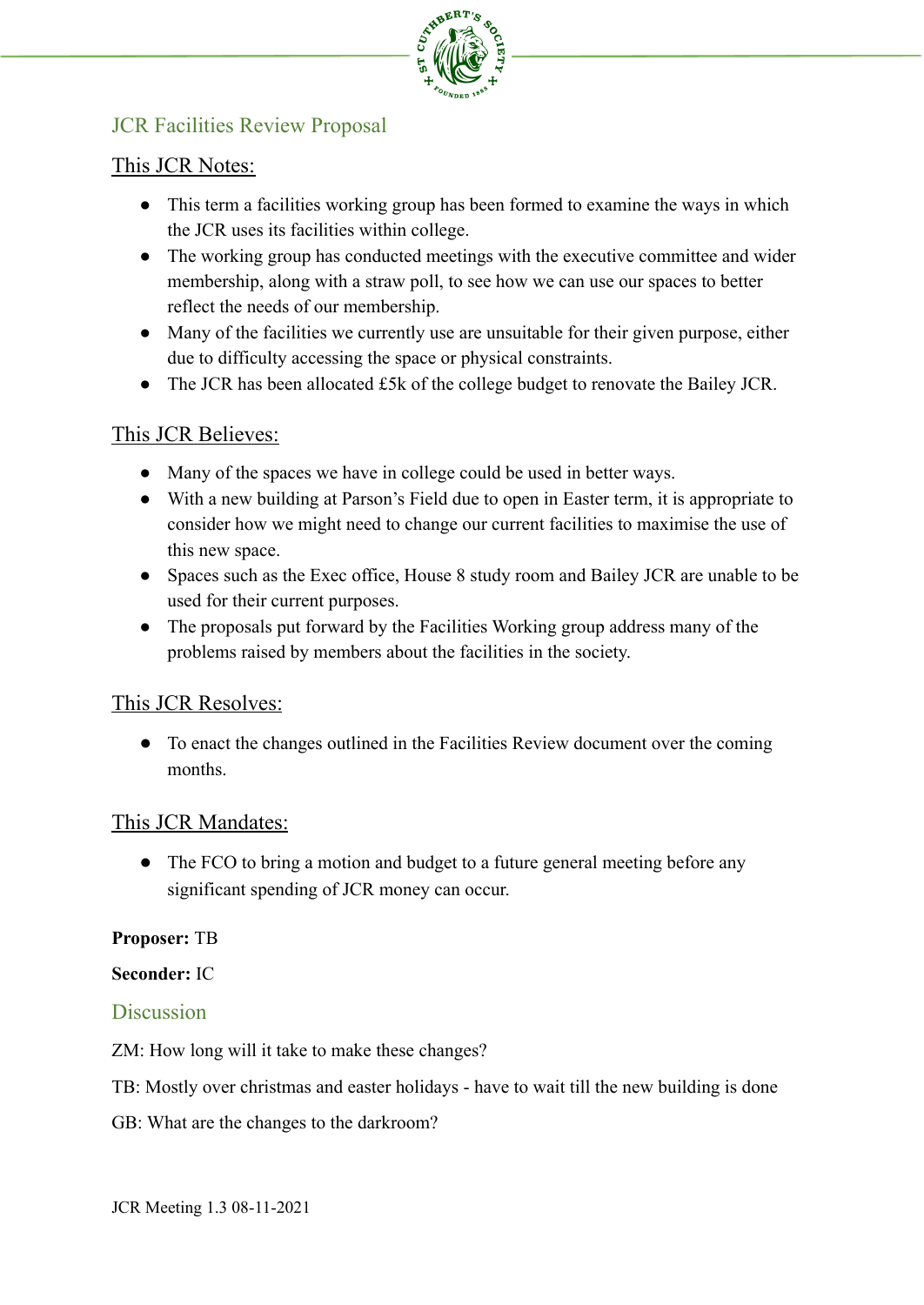## JCR Facilities Review Proposal

### This JCR Notes:

- This term a facilities working group has been formed to examine the ways in which the JCR uses its facilities within college.
- The working group has conducted meetings with the executive committee and wider membership, along with a straw poll, to see how we can use our spaces to better reflect the needs of our membership.
- Many of the facilities we currently use are unsuitable for their given purpose, either due to difficulty accessing the space or physical constraints.
- The JCR has been allocated £5k of the college budget to renovate the Bailey JCR.

### This JCR Believes:

- Many of the spaces we have in college could be used in better ways.
- With a new building at Parson's Field due to open in Easter term, it is appropriate to consider how we might need to change our current facilities to maximise the use of this new space.
- Spaces such as the Exec office, House 8 study room and Bailey JCR are unable to be used for their current purposes.
- The proposals put forward by the Facilities Working group address many of the problems raised by members about the facilities in the society.

### This JCR Resolves:

- To enact the changes outlined in the Facilities Review document over the coming months.

### This JCR Mandates:

- The FCO to bring a motion and budget to a future general meeting before any significant spending of JCR money can occur.

**Proposer:** TB

**Seconder:** IC

## Discussion

ZM: How long will it take to make these changes?

TB: Mostly over christmas and easter holidays - have to wait till the new building is done

GB: What are the changes to the darkroom?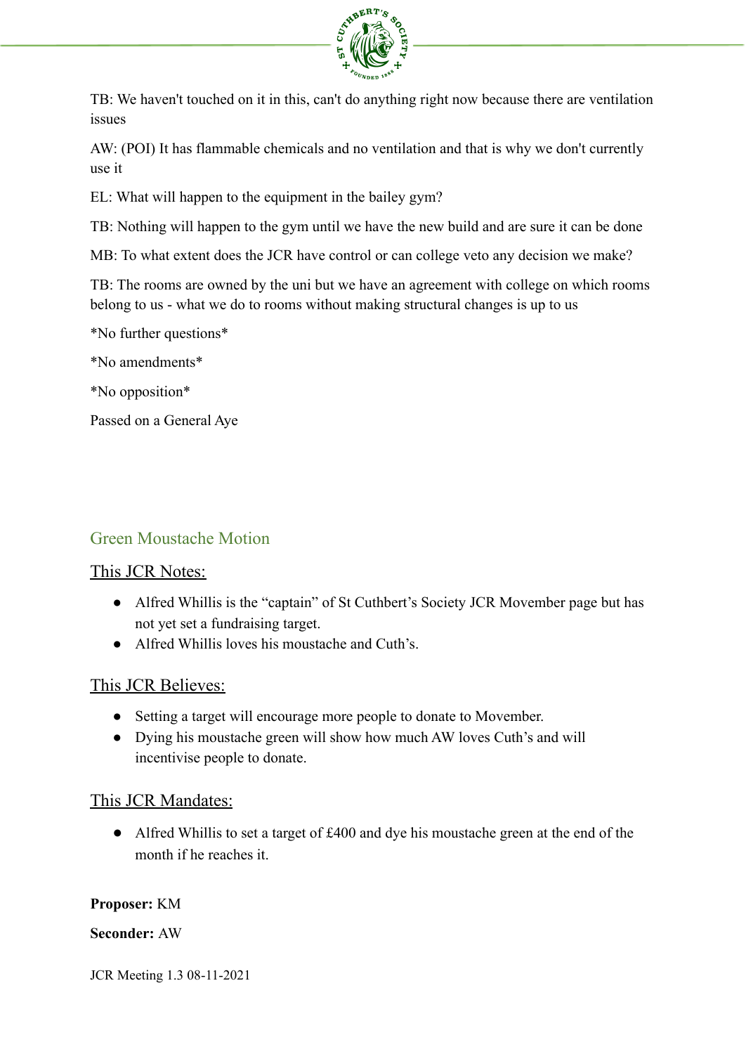TB: We haven't touched on it in this, can't do anything right now because there are ventilation issues

AW: (POI) It has flammable chemicals and no ventilation and that is why we don't currently use it

EL: What will happen to the equipment in the bailey gym?

TB: Nothing will happen to the gym until we have the new build and are sure it can be done

MB: To what extent does the JCR have control or can college veto any decision we make?

TB: The rooms are owned by the uni but we have an agreement with college on which rooms belong to us - what we do to rooms without making structural changes is up to us

*No further questions*

*No amendments*

*No opposition*

Passed on a General Aye

## Green Moustache Motion

### This JCR Notes:

- Alfred Whillis is the "captain" of St Cuthbert's Society JCR Movember page but has not yet set a fundraising target.
- Alfred Whillis loves his moustache and Cuth's.

### This JCR Believes:

- Setting a target will encourage more people to donate to Movember.
- Dying his moustache green will show how much AW loves Cuth's and will incentivise people to donate.

### This JCR Mandates:

- Alfred Whillis to set a target of £400 and dye his moustache green at the end of the month if he reaches it.

**Proposer:** KM

**Seconder:** AW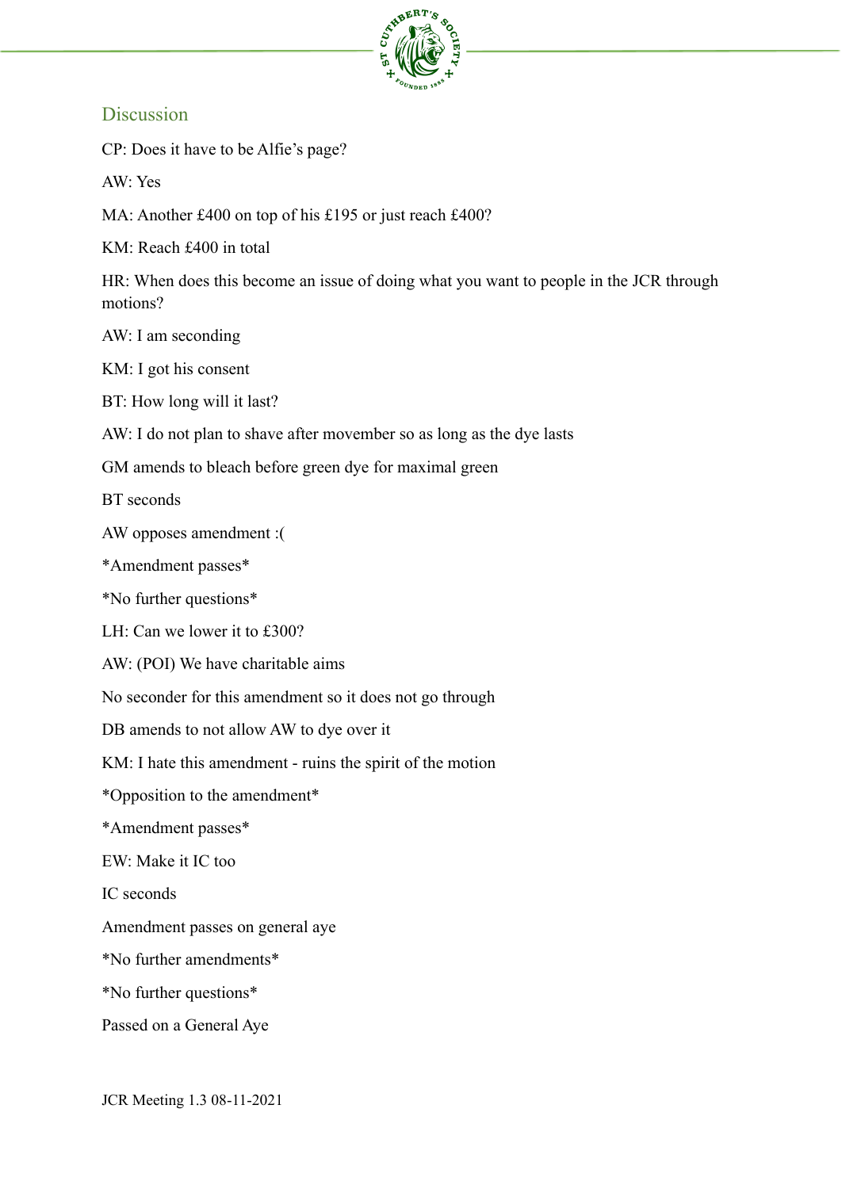## Discussion

CP: Does it have to be Alfie's page?

AW: Yes

MA: Another £400 on top of his £195 or just reach £400?

KM: Reach £400 in total

HR: When does this become an issue of doing what you want to people in the JCR through motions?

AW: I am seconding

KM: I got his consent

BT: How long will it last?

AW: I do not plan to shave after movember so as long as the dye lasts

GM amends to bleach before green dye for maximal green

BT seconds

AW opposes amendment :(

*Amendment passes*

*No further questions*

LH: Can we lower it to £300?

AW: (POI) We have charitable aims

No seconder for this amendment so it does not go through

DB amends to not allow AW to dye over it

KM: I hate this amendment - ruins the spirit of the motion

*Opposition to the amendment*

*Amendment passes*

EW: Make it IC too

IC seconds

Amendment passes on general aye

*No further amendments*

*No further questions*

Passed on a General Aye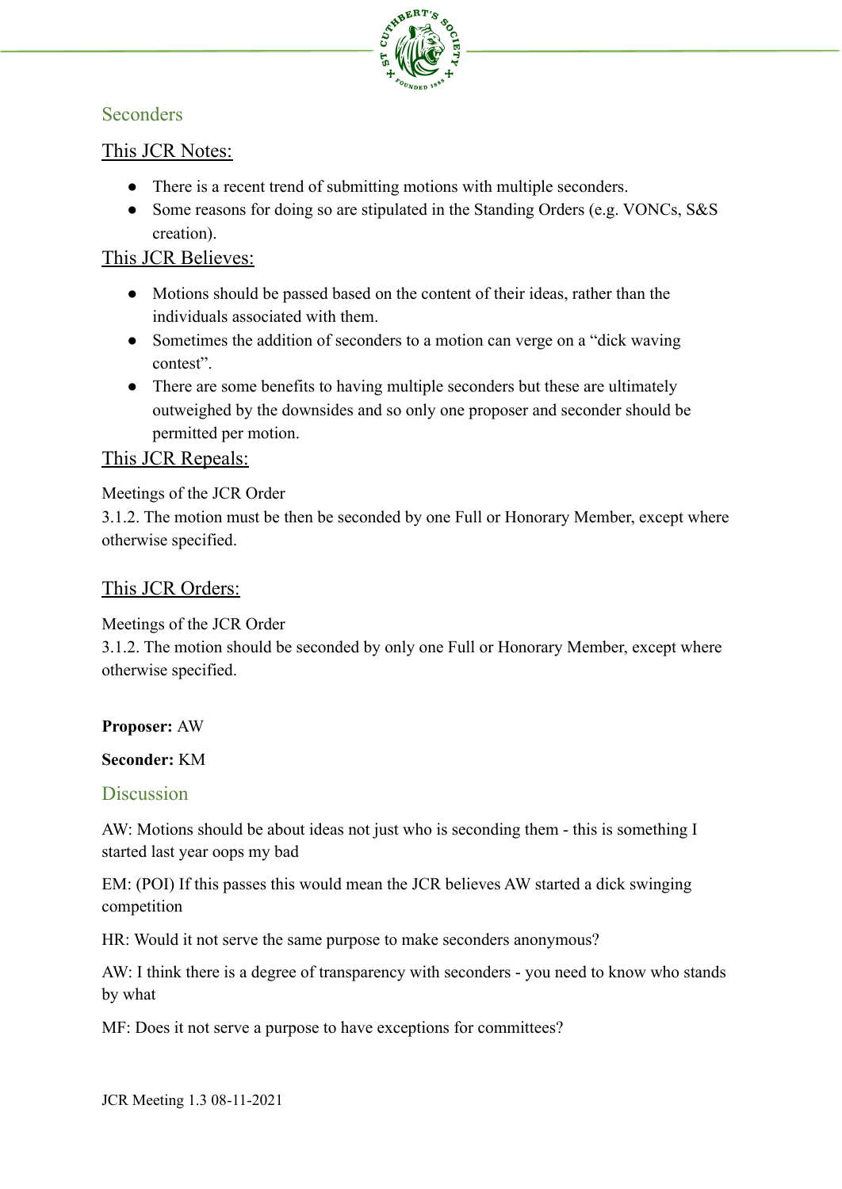## Seconders

### This JCR Notes:

- There is a recent trend of submitting motions with multiple seconders.
- Some reasons for doing so are stipulated in the Standing Orders (e.g. VONCs, S&S creation).

### This JCR Believes:

- Motions should be passed based on the content of their ideas, rather than the individuals associated with them.
- Sometimes the addition of seconders to a motion can verge on a "dick waving contest".
- There are some benefits to having multiple seconders but these are ultimately outweighed by the downsides and so only one proposer and seconder should be permitted per motion.

### This JCR Repeals:

Meetings of the JCR Order
3.1.2. The motion must be then be seconded by one Full or Honorary Member, except where otherwise specified.

### This JCR Orders:

Meetings of the JCR Order
3.1.2. The motion should be seconded by only one Full or Honorary Member, except where otherwise specified.

**Proposer:** AW

**Seconder:** KM

## Discussion

AW: Motions should be about ideas not just who is seconding them - this is something I started last year oops my bad

EM: (POI) If this passes this would mean the JCR believes AW started a dick swinging competition

HR: Would it not serve the same purpose to make seconders anonymous?

AW: I think there is a degree of transparency with seconders - you need to know who stands by what

MF: Does it not serve a purpose to have exceptions for committees?

JCR Meeting 1.3 08-11-2021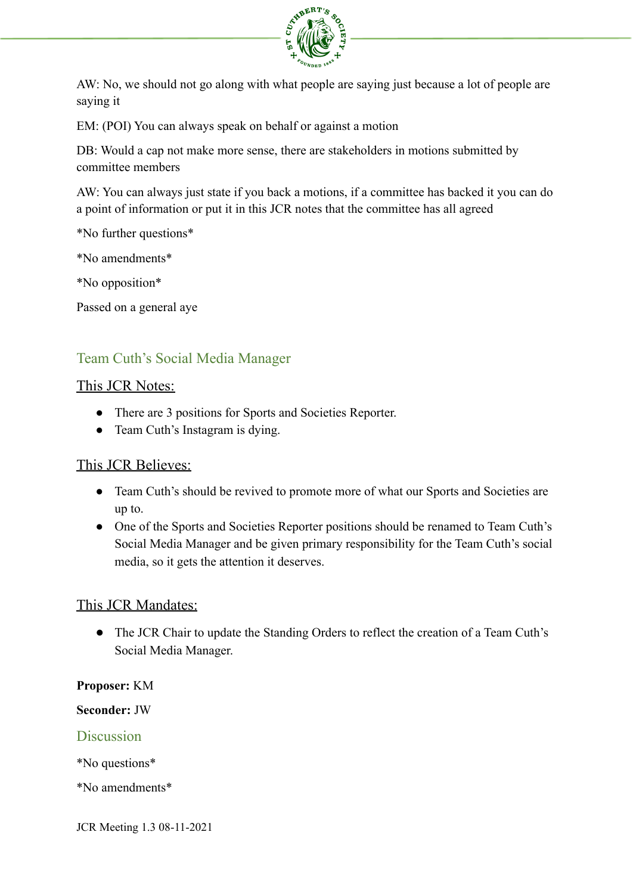AW: No, we should not go along with what people are saying just because a lot of people are saying it

EM: (POI) You can always speak on behalf or against a motion

DB: Would a cap not make more sense, there are stakeholders in motions submitted by committee members

AW: You can always just state if you back a motions, if a committee has backed it you can do a point of information or put it in this JCR notes that the committee has all agreed

*No further questions*

*No amendments*

*No opposition*

Passed on a general aye

## Team Cuth's Social Media Manager

### This JCR Notes:

- There are 3 positions for Sports and Societies Reporter.
- Team Cuth's Instagram is dying.

### This JCR Believes:

- Team Cuth's should be revived to promote more of what our Sports and Societies are up to.
- One of the Sports and Societies Reporter positions should be renamed to Team Cuth's Social Media Manager and be given primary responsibility for the Team Cuth's social media, so it gets the attention it deserves.

### This JCR Mandates:

- The JCR Chair to update the Standing Orders to reflect the creation of a Team Cuth's Social Media Manager.

**Proposer:** KM

**Seconder:** JW

### Discussion

*No questions*

*No amendments*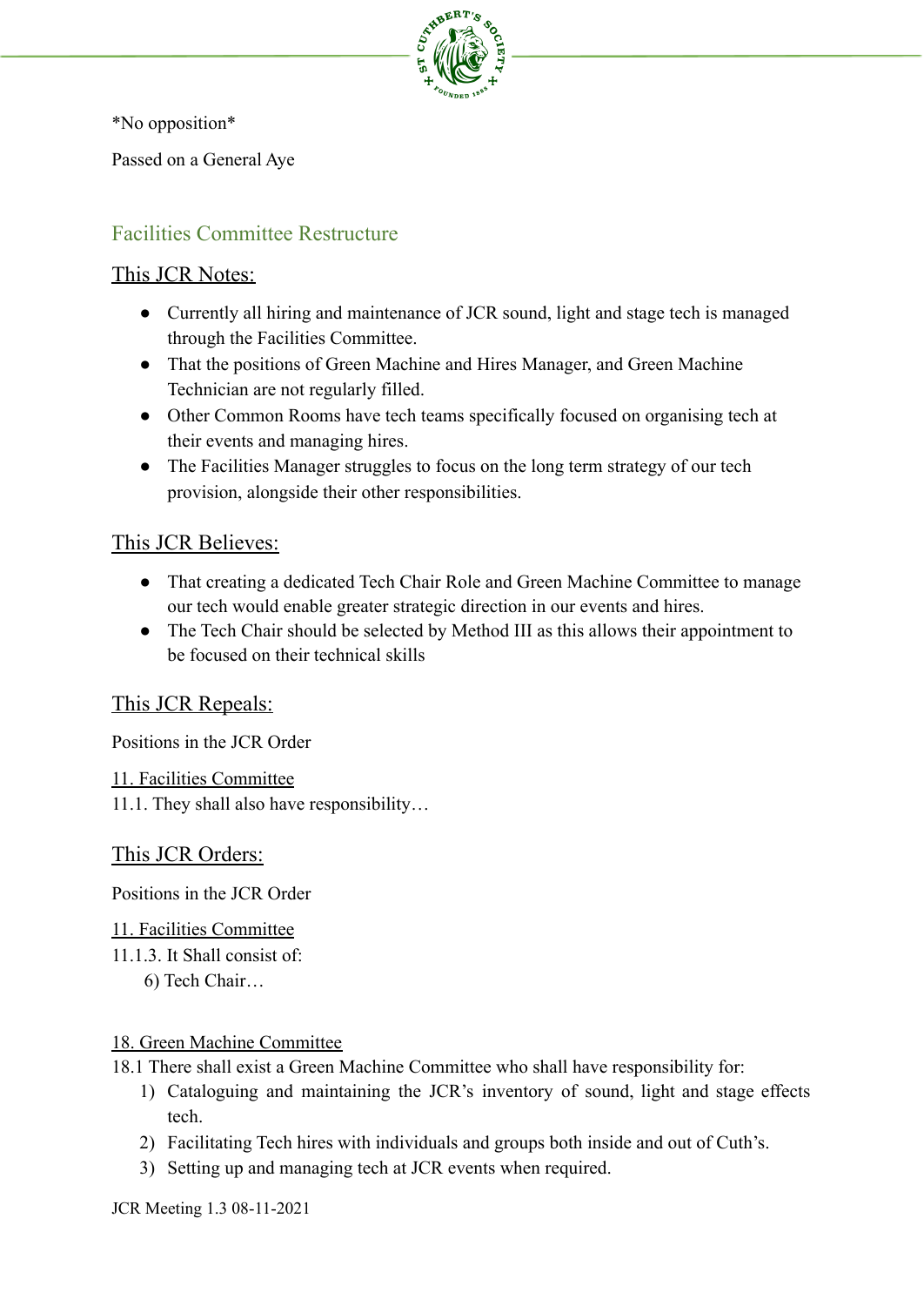*No opposition*

Passed on a General Aye

## Facilities Committee Restructure

### This JCR Notes:

- Currently all hiring and maintenance of JCR sound, light and stage tech is managed through the Facilities Committee.
- That the positions of Green Machine and Hires Manager, and Green Machine Technician are not regularly filled.
- Other Common Rooms have tech teams specifically focused on organising tech at their events and managing hires.
- The Facilities Manager struggles to focus on the long term strategy of our tech provision, alongside their other responsibilities.

### This JCR Believes:

- That creating a dedicated Tech Chair Role and Green Machine Committee to manage our tech would enable greater strategic direction in our events and hires.
- The Tech Chair should be selected by Method III as this allows their appointment to be focused on their technical skills

### This JCR Repeals:

Positions in the JCR Order

11. Facilities Committee
11.1. They shall also have responsibility…

### This JCR Orders:

Positions in the JCR Order

11. Facilities Committee
11.1.3. It Shall consist of:
   6) Tech Chair…

18. Green Machine Committee
18.1 There shall exist a Green Machine Committee who shall have responsibility for:
   1) Cataloguing and maintaining the JCR's inventory of sound, light and stage effects tech.
   2) Facilitating Tech hires with individuals and groups both inside and out of Cuth's.
   3) Setting up and managing tech at JCR events when required.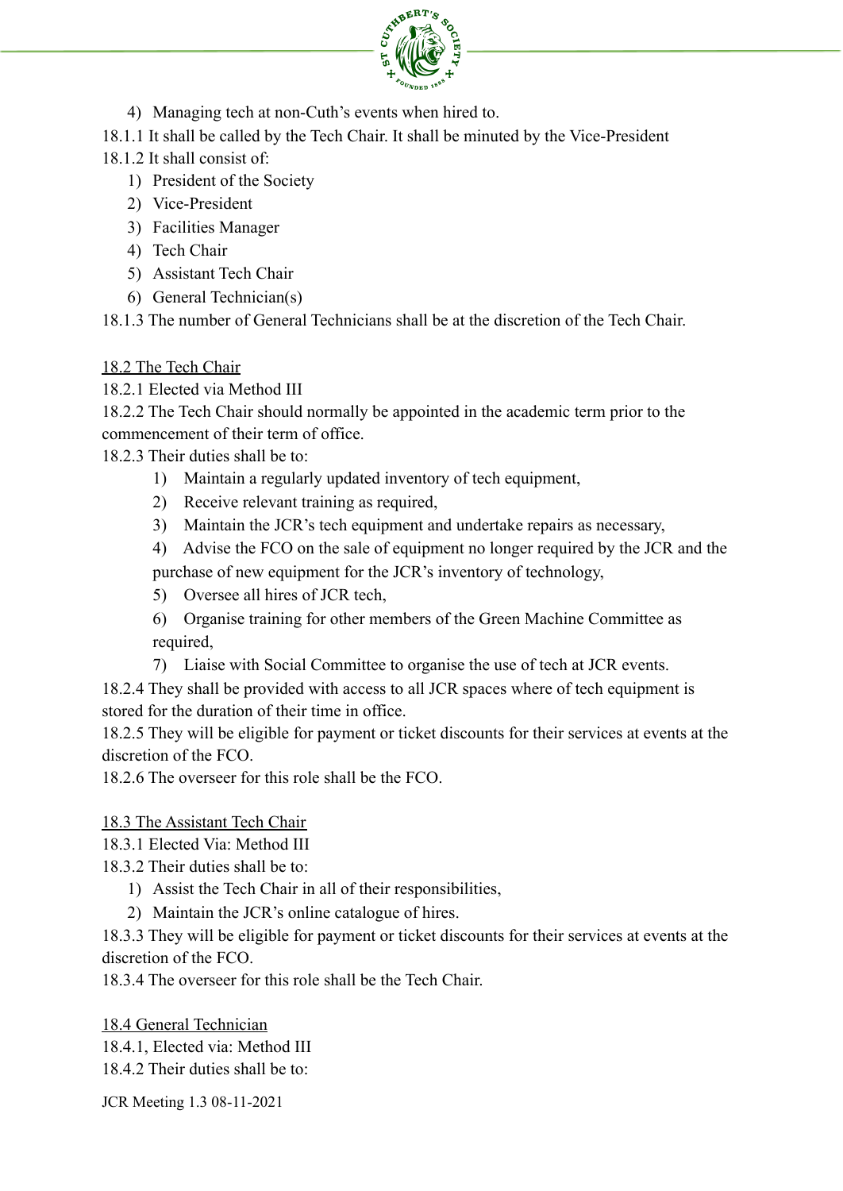4) Managing tech at non-Cuth's events when hired to.

18.1.1 It shall be called by the Tech Chair. It shall be minuted by the Vice-President

18.1.2 It shall consist of:

1) President of the Society
2) Vice-President
3) Facilities Manager
4) Tech Chair
5) Assistant Tech Chair
6) General Technician(s)

18.1.3 The number of General Technicians shall be at the discretion of the Tech Chair.

<u>18.2 The Tech Chair</u>

18.2.1 Elected via Method III

18.2.2 The Tech Chair should normally be appointed in the academic term prior to the commencement of their term of office.

18.2.3 Their duties shall be to:

1) Maintain a regularly updated inventory of tech equipment,
2) Receive relevant training as required,
3) Maintain the JCR's tech equipment and undertake repairs as necessary,
4) Advise the FCO on the sale of equipment no longer required by the JCR and the purchase of new equipment for the JCR's inventory of technology,
5) Oversee all hires of JCR tech,
6) Organise training for other members of the Green Machine Committee as required,
7) Liaise with Social Committee to organise the use of tech at JCR events.

18.2.4 They shall be provided with access to all JCR spaces where of tech equipment is stored for the duration of their time in office.

18.2.5 They will be eligible for payment or ticket discounts for their services at events at the discretion of the FCO.

18.2.6 The overseer for this role shall be the FCO.

<u>18.3 The Assistant Tech Chair</u>

18.3.1 Elected Via: Method III

18.3.2 Their duties shall be to:

1) Assist the Tech Chair in all of their responsibilities,
2) Maintain the JCR's online catalogue of hires.

18.3.3 They will be eligible for payment or ticket discounts for their services at events at the discretion of the FCO.

18.3.4 The overseer for this role shall be the Tech Chair.

<u>18.4 General Technician</u>

18.4.1, Elected via: Method III

18.4.2 Their duties shall be to: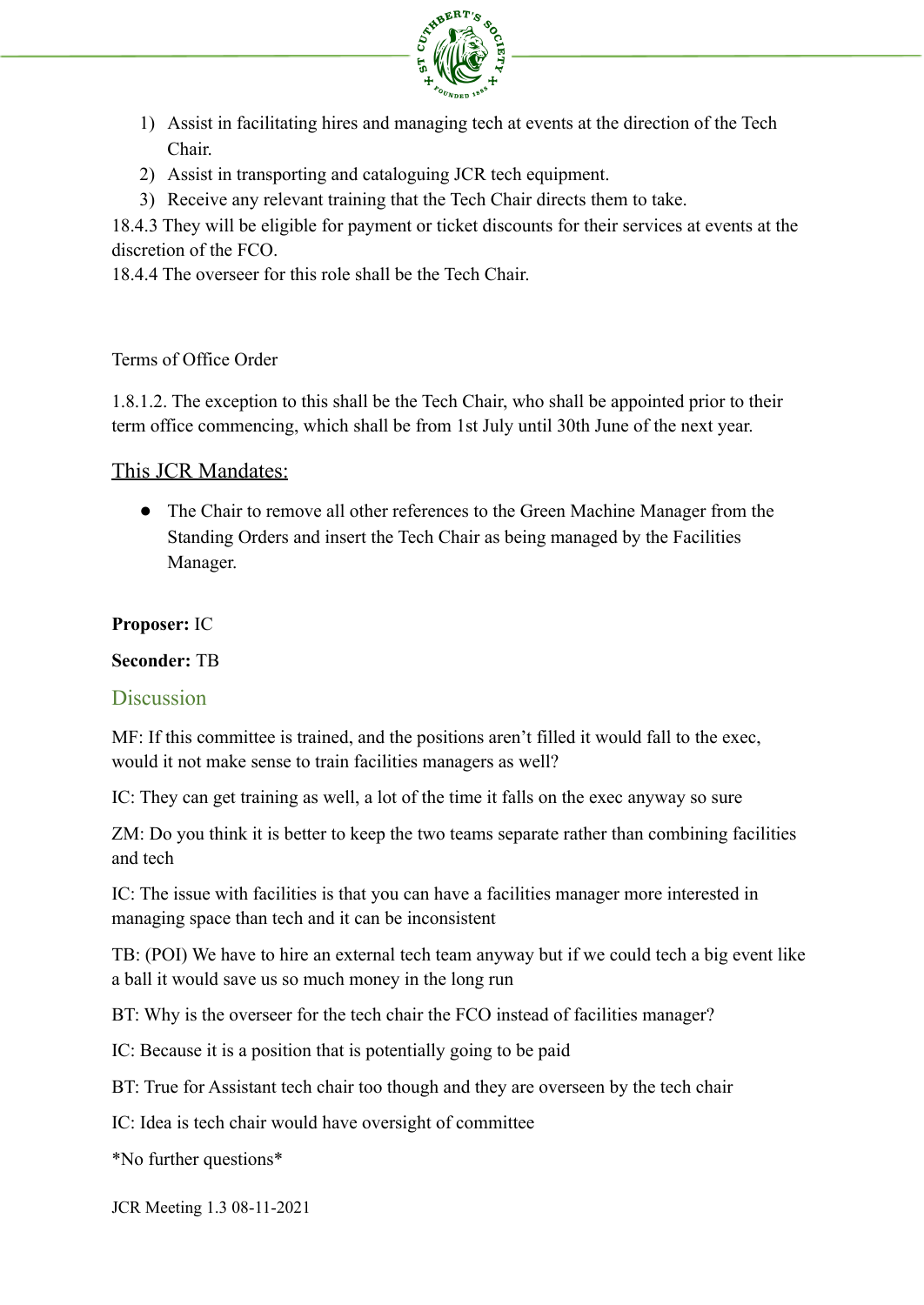1) Assist in facilitating hires and managing tech at events at the direction of the Tech Chair.
2) Assist in transporting and cataloguing JCR tech equipment.
3) Receive any relevant training that the Tech Chair directs them to take.

18.4.3 They will be eligible for payment or ticket discounts for their services at events at the discretion of the FCO.

18.4.4 The overseer for this role shall be the Tech Chair.

Terms of Office Order

1.8.1.2. The exception to this shall be the Tech Chair, who shall be appointed prior to their term office commencing, which shall be from 1st July until 30th June of the next year.

## This JCR Mandates:

- The Chair to remove all other references to the Green Machine Manager from the Standing Orders and insert the Tech Chair as being managed by the Facilities Manager.

**Proposer:** IC

**Seconder:** TB

## Discussion

MF: If this committee is trained, and the positions aren't filled it would fall to the exec, would it not make sense to train facilities managers as well?

IC: They can get training as well, a lot of the time it falls on the exec anyway so sure

ZM: Do you think it is better to keep the two teams separate rather than combining facilities and tech

IC: The issue with facilities is that you can have a facilities manager more interested in managing space than tech and it can be inconsistent

TB: (POI) We have to hire an external tech team anyway but if we could tech a big event like a ball it would save us so much money in the long run

BT: Why is the overseer for the tech chair the FCO instead of facilities manager?

IC: Because it is a position that is potentially going to be paid

BT: True for Assistant tech chair too though and they are overseen by the tech chair

IC: Idea is tech chair would have oversight of committee

*No further questions*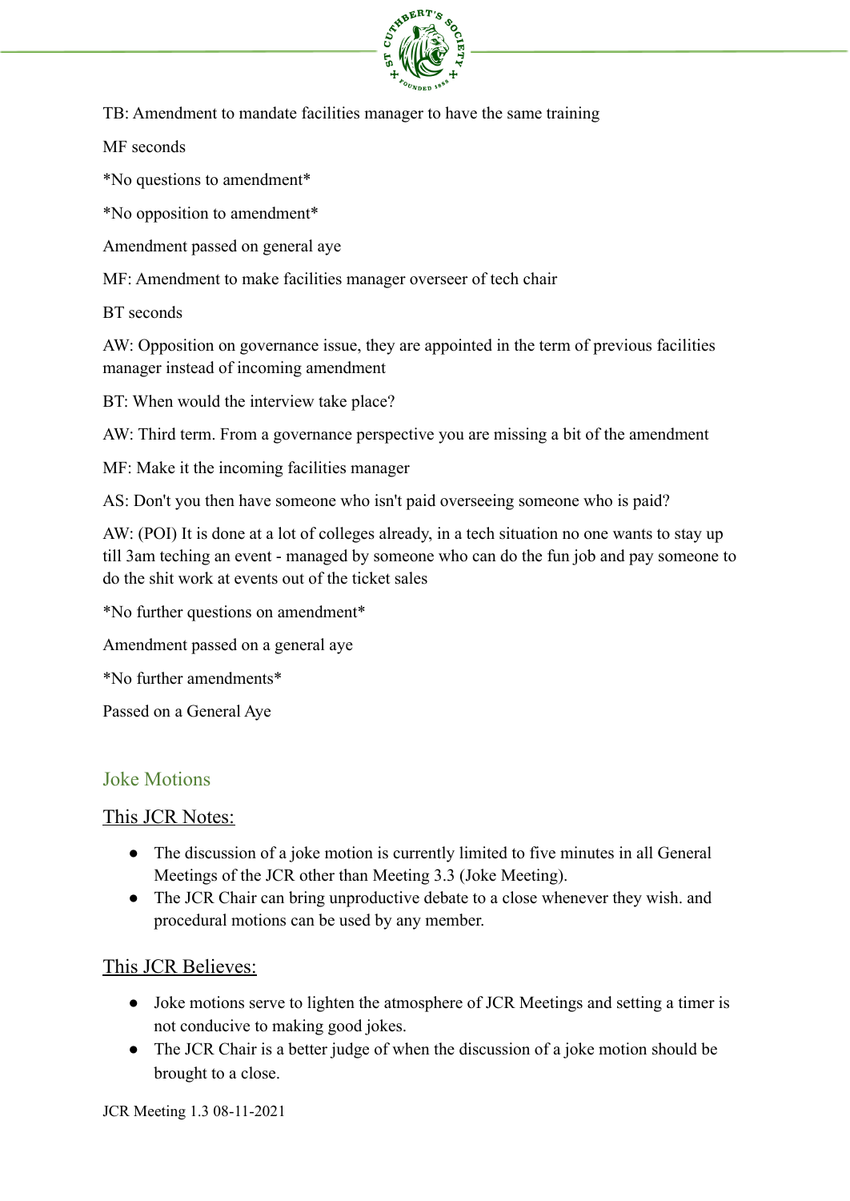TB: Amendment to mandate facilities manager to have the same training

MF seconds

*No questions to amendment*

*No opposition to amendment*

Amendment passed on general aye

MF: Amendment to make facilities manager overseer of tech chair

BT seconds

AW: Opposition on governance issue, they are appointed in the term of previous facilities manager instead of incoming amendment

BT: When would the interview take place?

AW: Third term. From a governance perspective you are missing a bit of the amendment

MF: Make it the incoming facilities manager

AS: Don't you then have someone who isn't paid overseeing someone who is paid?

AW: (POI) It is done at a lot of colleges already, in a tech situation no one wants to stay up till 3am teching an event - managed by someone who can do the fun job and pay someone to do the shit work at events out of the ticket sales

*No further questions on amendment*

Amendment passed on a general aye

*No further amendments*

Passed on a General Aye

## Joke Motions

### This JCR Notes:

- The discussion of a joke motion is currently limited to five minutes in all General Meetings of the JCR other than Meeting 3.3 (Joke Meeting).
- The JCR Chair can bring unproductive debate to a close whenever they wish. and procedural motions can be used by any member.

### This JCR Believes:

- Joke motions serve to lighten the atmosphere of JCR Meetings and setting a timer is not conducive to making good jokes.
- The JCR Chair is a better judge of when the discussion of a joke motion should be brought to a close.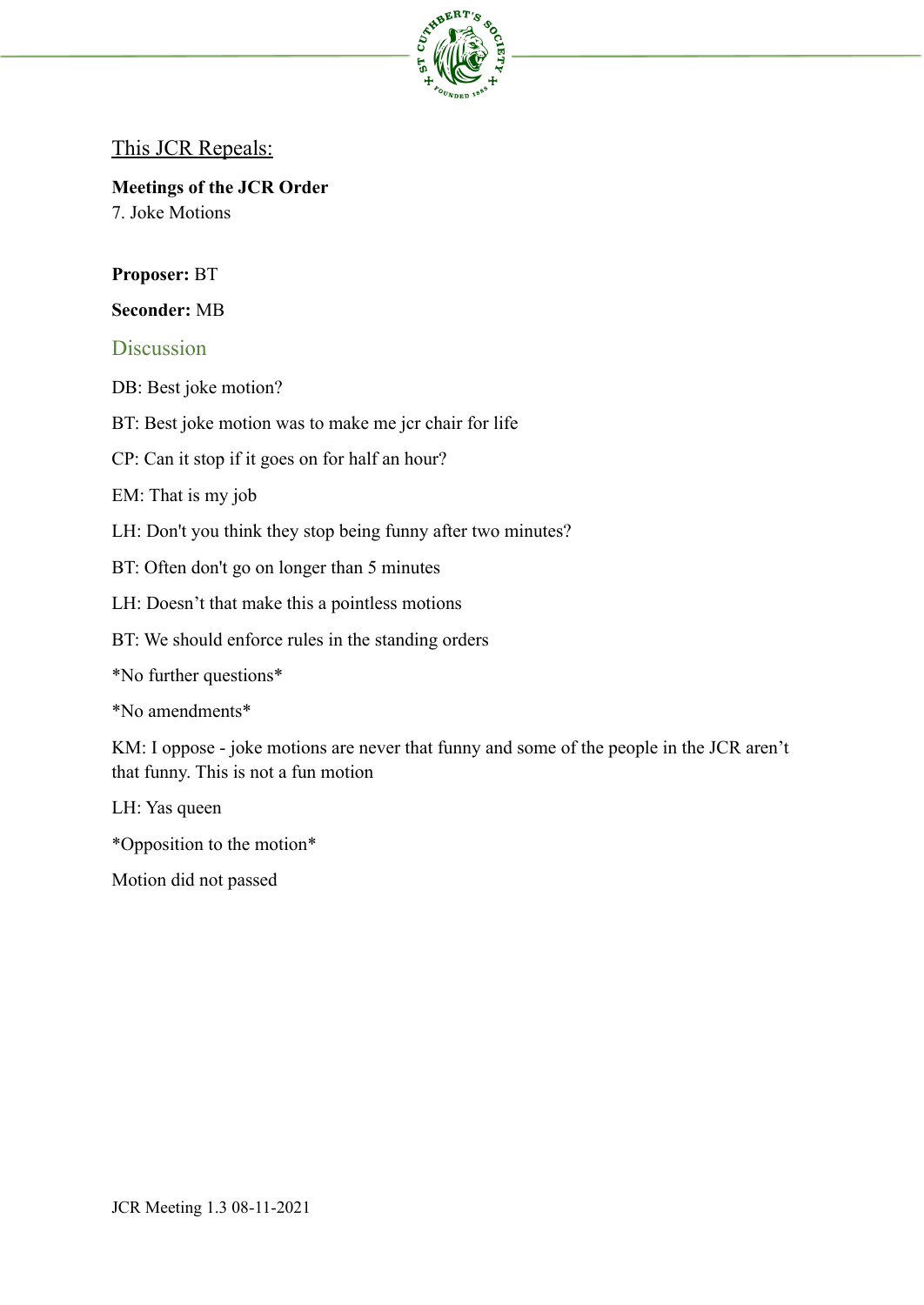This JCR Repeals:

**Meetings of the JCR Order**
7. Joke Motions

**Proposer:** BT

**Seconder:** MB

## Discussion

DB: Best joke motion?

BT: Best joke motion was to make me jcr chair for life

CP: Can it stop if it goes on for half an hour?

EM: That is my job

LH: Don't you think they stop being funny after two minutes?

BT: Often don't go on longer than 5 minutes

LH: Doesn't that make this a pointless motions

BT: We should enforce rules in the standing orders

*No further questions*

*No amendments*

KM: I oppose - joke motions are never that funny and some of the people in the JCR aren't that funny. This is not a fun motion

LH: Yas queen

*Opposition to the motion*

Motion did not passed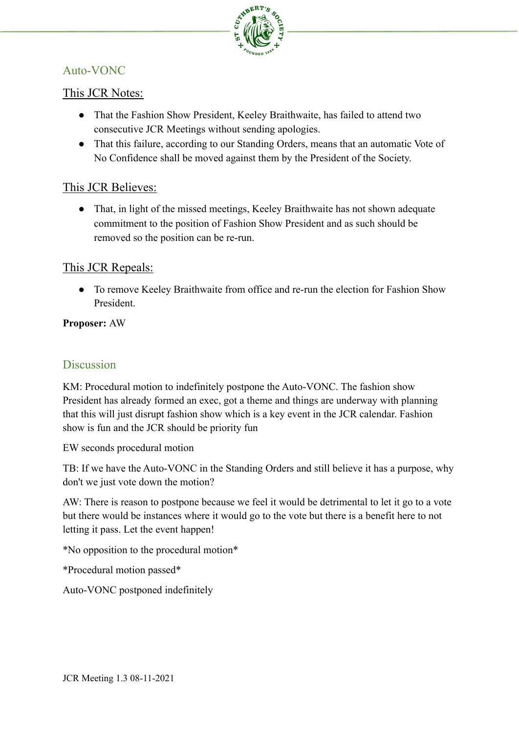## Auto-VONC

### This JCR Notes:

- That the Fashion Show President, Keeley Braithwaite, has failed to attend two consecutive JCR Meetings without sending apologies.
- That this failure, according to our Standing Orders, means that an automatic Vote of No Confidence shall be moved against them by the President of the Society.

### This JCR Believes:

- That, in light of the missed meetings, Keeley Braithwaite has not shown adequate commitment to the position of Fashion Show President and as such should be removed so the position can be re-run.

### This JCR Repeals:

- To remove Keeley Braithwaite from office and re-run the election for Fashion Show President.

**Proposer:** AW

## Discussion

KM: Procedural motion to indefinitely postpone the Auto-VONC. The fashion show President has already formed an exec, got a theme and things are underway with planning that this will just disrupt fashion show which is a key event in the JCR calendar. Fashion show is fun and the JCR should be priority fun

EW seconds procedural motion

TB: If we have the Auto-VONC in the Standing Orders and still believe it has a purpose, why don't we just vote down the motion?

AW: There is reason to postpone because we feel it would be detrimental to let it go to a vote but there would be instances where it would go to the vote but there is a benefit here to not letting it pass. Let the event happen!

*No opposition to the procedural motion*

*Procedural motion passed*

Auto-VONC postponed indefinitely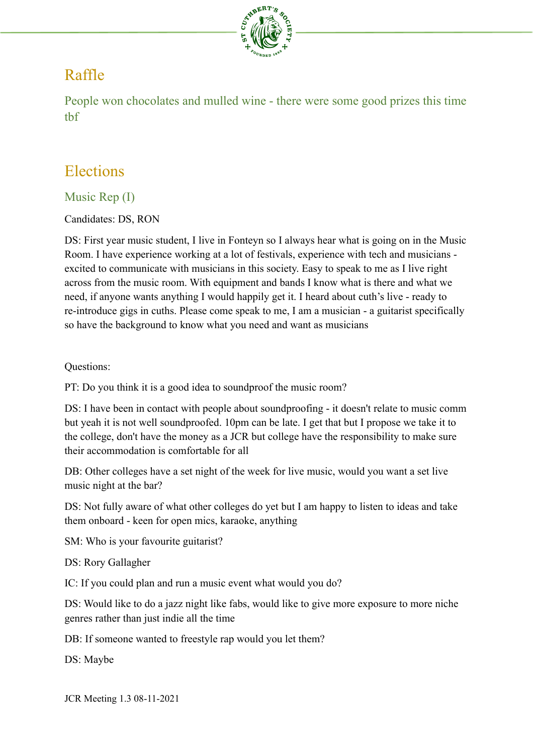## Raffle

People won chocolates and mulled wine - there were some good prizes this time tbf

## Elections

### Music Rep (I)

Candidates: DS, RON

DS: First year music student, I live in Fonteyn so I always hear what is going on in the Music Room. I have experience working at a lot of festivals, experience with tech and musicians - excited to communicate with musicians in this society. Easy to speak to me as I live right across from the music room. With equipment and bands I know what is there and what we need, if anyone wants anything I would happily get it. I heard about cuth's live - ready to re-introduce gigs in cuths. Please come speak to me, I am a musician - a guitarist specifically so have the background to know what you need and want as musicians

Questions:

PT: Do you think it is a good idea to soundproof the music room?

DS: I have been in contact with people about soundproofing - it doesn't relate to music comm but yeah it is not well soundproofed. 10pm can be late. I get that but I propose we take it to the college, don't have the money as a JCR but college have the responsibility to make sure their accommodation is comfortable for all

DB: Other colleges have a set night of the week for live music, would you want a set live music night at the bar?

DS: Not fully aware of what other colleges do yet but I am happy to listen to ideas and take them onboard - keen for open mics, karaoke, anything

SM: Who is your favourite guitarist?

DS: Rory Gallagher

IC: If you could plan and run a music event what would you do?

DS: Would like to do a jazz night like fabs, would like to give more exposure to more niche genres rather than just indie all the time

DB: If someone wanted to freestyle rap would you let them?

DS: Maybe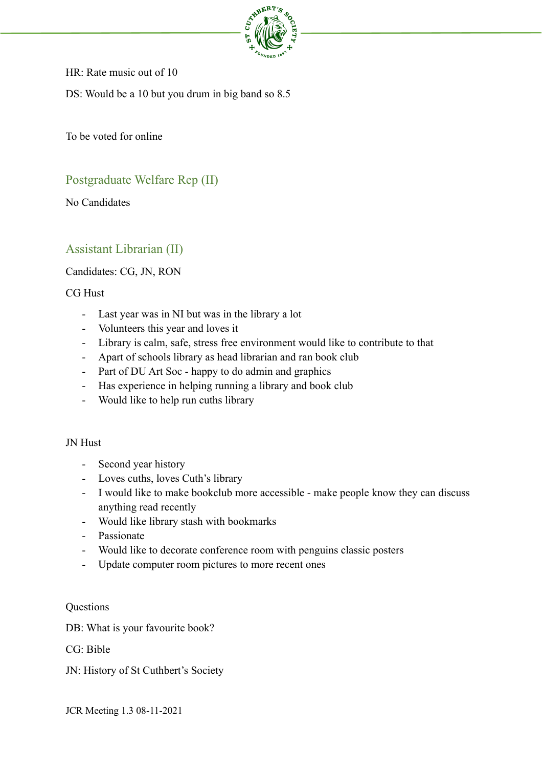HR: Rate music out of 10

DS: Would be a 10 but you drum in big band so 8.5

To be voted for online

## Postgraduate Welfare Rep (II)

No Candidates

## Assistant Librarian (II)

Candidates: CG, JN, RON

CG Hust

- Last year was in NI but was in the library a lot
- Volunteers this year and loves it
- Library is calm, safe, stress free environment would like to contribute to that
- Apart of schools library as head librarian and ran book club
- Part of DU Art Soc - happy to do admin and graphics
- Has experience in helping running a library and book club
- Would like to help run cuths library

JN Hust

- Second year history
- Loves cuths, loves Cuth's library
- I would like to make bookclub more accessible - make people know they can discuss anything read recently
- Would like library stash with bookmarks
- Passionate
- Would like to decorate conference room with penguins classic posters
- Update computer room pictures to more recent ones

Questions

DB: What is your favourite book?

CG: Bible

JN: History of St Cuthbert's Society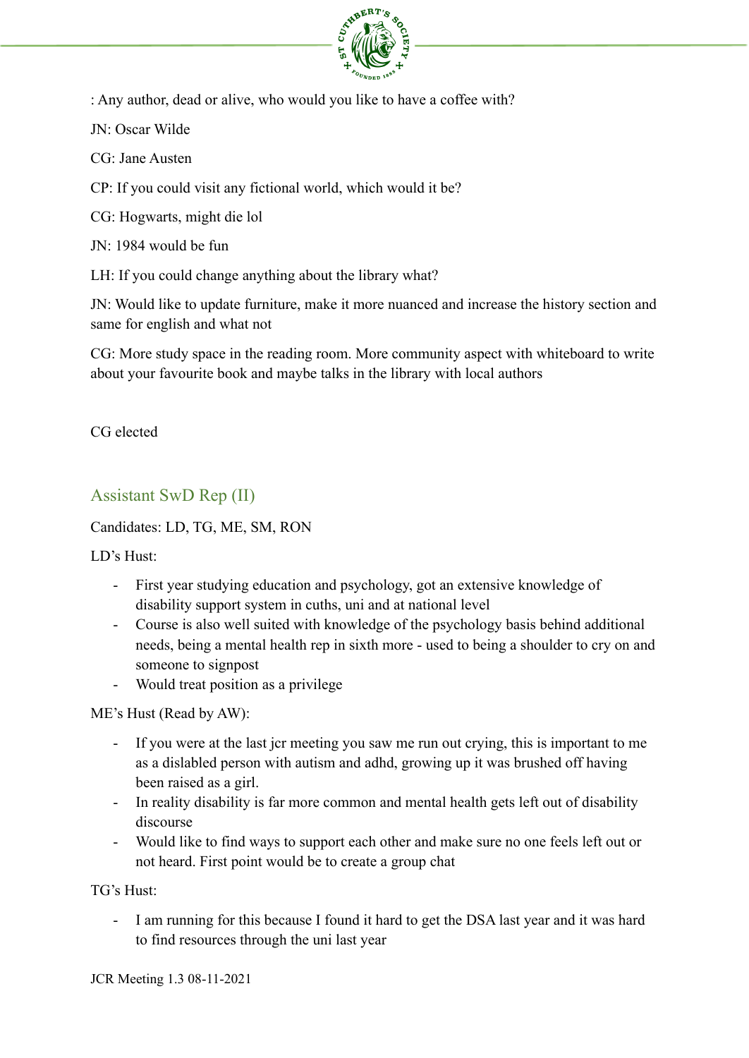: Any author, dead or alive, who would you like to have a coffee with?

JN: Oscar Wilde

CG: Jane Austen

CP: If you could visit any fictional world, which would it be?

CG: Hogwarts, might die lol

JN: 1984 would be fun

LH: If you could change anything about the library what?

JN: Would like to update furniture, make it more nuanced and increase the history section and same for english and what not

CG: More study space in the reading room. More community aspect with whiteboard to write about your favourite book and maybe talks in the library with local authors

CG elected

## Assistant SwD Rep (II)

Candidates: LD, TG, ME, SM, RON

LD's Hust:

- First year studying education and psychology, got an extensive knowledge of disability support system in cuths, uni and at national level
- Course is also well suited with knowledge of the psychology basis behind additional needs, being a mental health rep in sixth more - used to being a shoulder to cry on and someone to signpost
- Would treat position as a privilege

ME's Hust (Read by AW):

- If you were at the last jcr meeting you saw me run out crying, this is important to me as a dislabled person with autism and adhd, growing up it was brushed off having been raised as a girl.
- In reality disability is far more common and mental health gets left out of disability discourse
- Would like to find ways to support each other and make sure no one feels left out or not heard. First point would be to create a group chat

TG's Hust:

- I am running for this because I found it hard to get the DSA last year and it was hard to find resources through the uni last year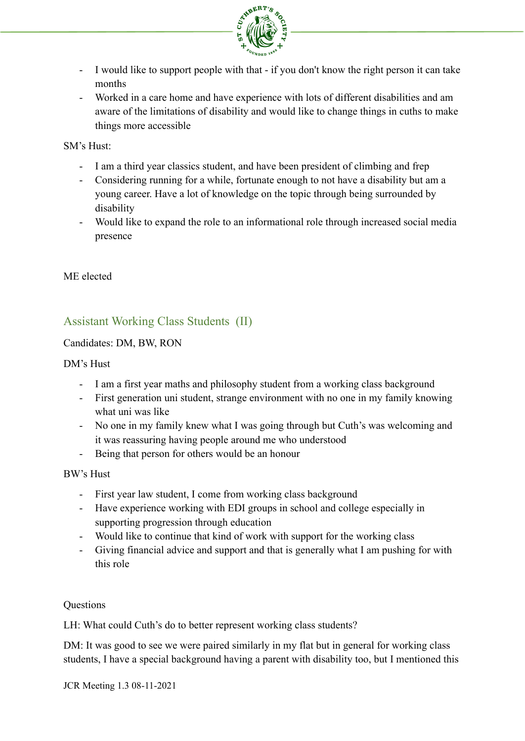- I would like to support people with that - if you don't know the right person it can take months
- Worked in a care home and have experience with lots of different disabilities and am aware of the limitations of disability and would like to change things in cuths to make things more accessible

SM's Hust:

- I am a third year classics student, and have been president of climbing and frep
- Considering running for a while, fortunate enough to not have a disability but am a young career. Have a lot of knowledge on the topic through being surrounded by disability
- Would like to expand the role to an informational role through increased social media presence

ME elected

## Assistant Working Class Students (II)

Candidates: DM, BW, RON

DM's Hust

- I am a first year maths and philosophy student from a working class background
- First generation uni student, strange environment with no one in my family knowing what uni was like
- No one in my family knew what I was going through but Cuth's was welcoming and it was reassuring having people around me who understood
- Being that person for others would be an honour

BW's Hust

- First year law student, I come from working class background
- Have experience working with EDI groups in school and college especially in supporting progression through education
- Would like to continue that kind of work with support for the working class
- Giving financial advice and support and that is generally what I am pushing for with this role

Questions

LH: What could Cuth's do to better represent working class students?

DM: It was good to see we were paired similarly in my flat but in general for working class students, I have a special background having a parent with disability too, but I mentioned this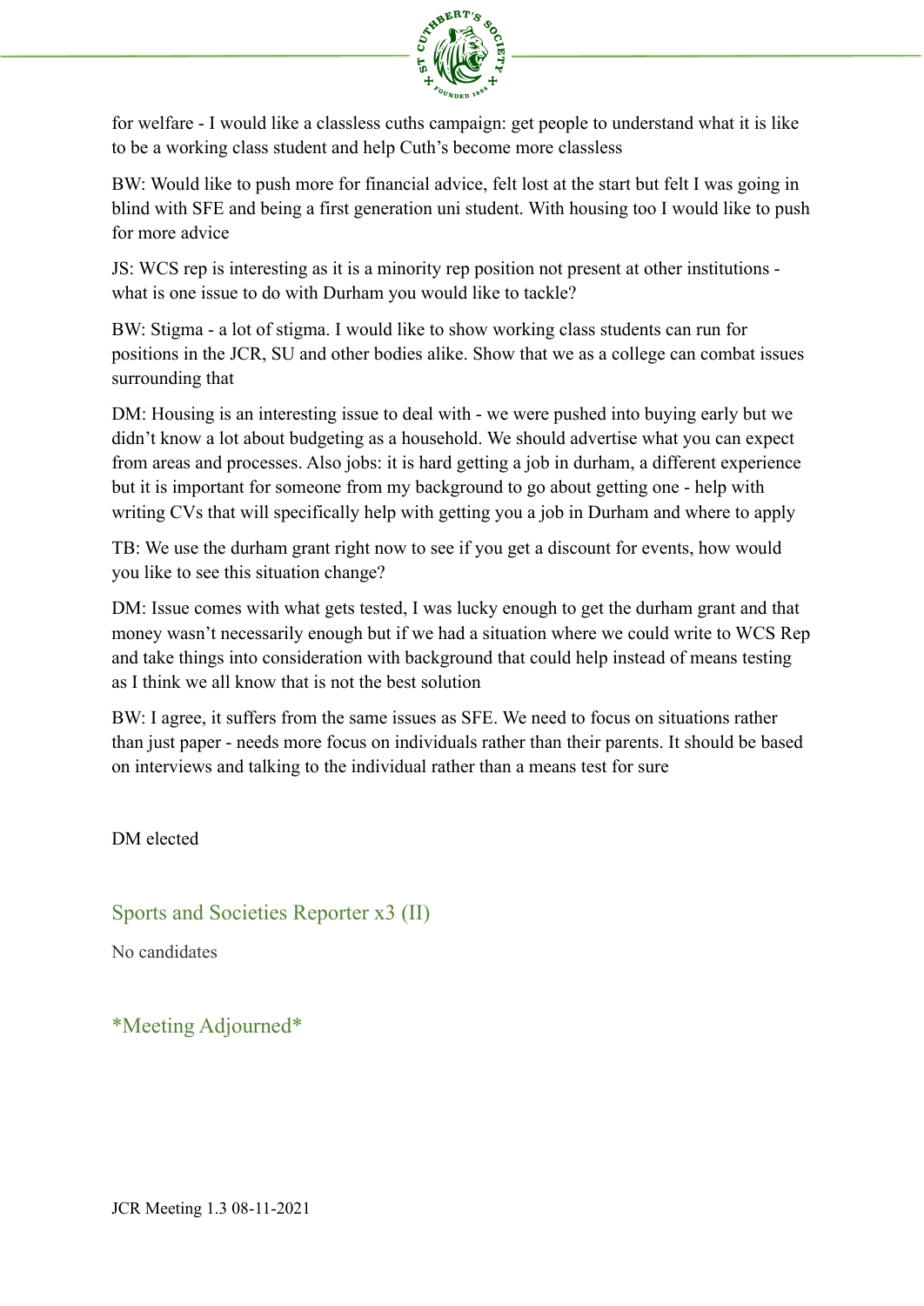for welfare - I would like a classless cuths campaign: get people to understand what it is like to be a working class student and help Cuth's become more classless

BW: Would like to push more for financial advice, felt lost at the start but felt I was going in blind with SFE and being a first generation uni student. With housing too I would like to push for more advice

JS: WCS rep is interesting as it is a minority rep position not present at other institutions - what is one issue to do with Durham you would like to tackle?

BW: Stigma - a lot of stigma. I would like to show working class students can run for positions in the JCR, SU and other bodies alike. Show that we as a college can combat issues surrounding that

DM: Housing is an interesting issue to deal with - we were pushed into buying early but we didn't know a lot about budgeting as a household. We should advertise what you can expect from areas and processes. Also jobs: it is hard getting a job in durham, a different experience but it is important for someone from my background to go about getting one - help with writing CVs that will specifically help with getting you a job in Durham and where to apply

TB: We use the durham grant right now to see if you get a discount for events, how would you like to see this situation change?

DM: Issue comes with what gets tested, I was lucky enough to get the durham grant and that money wasn't necessarily enough but if we had a situation where we could write to WCS Rep and take things into consideration with background that could help instead of means testing as I think we all know that is not the best solution

BW: I agree, it suffers from the same issues as SFE. We need to focus on situations rather than just paper - needs more focus on individuals rather than their parents. It should be based on interviews and talking to the individual rather than a means test for sure

DM elected

## Sports and Societies Reporter x3 (II)

No candidates

## *Meeting Adjourned*